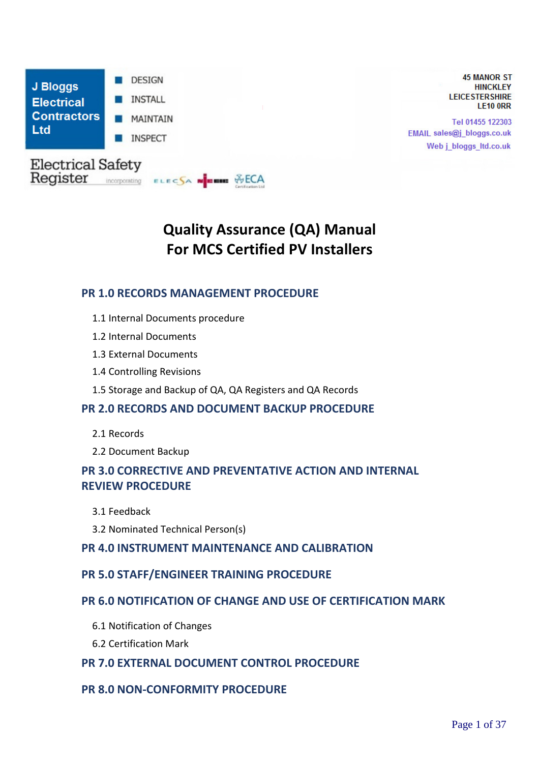J Bloggs Electrical Contractors Ltd

- DESIGN
- INSTALL
- MAINTAIN
- INSPECT

45 MANOR ST
HINCKLEY
LEICESTERSHIRE
LE10 0RR

Tel 01455 122303
EMAIL sales@j_bloggs.co.uk
Web j_bloggs_ltd.co.uk

Electrical Safety Register incorporating ELECSA NICEIC ECA

# Quality Assurance (QA) Manual
# For MCS Certified PV Installers

## PR 1.0 RECORDS MANAGEMENT PROCEDURE

1.1 Internal Documents procedure

1.2 Internal Documents

1.3 External Documents

1.4 Controlling Revisions

1.5 Storage and Backup of QA, QA Registers and QA Records

## PR 2.0 RECORDS AND DOCUMENT BACKUP PROCEDURE

2.1 Records

2.2 Document Backup

## PR 3.0 CORRECTIVE AND PREVENTATIVE ACTION AND INTERNAL REVIEW PROCEDURE

3.1 Feedback

3.2 Nominated Technical Person(s)

## PR 4.0 INSTRUMENT MAINTENANCE AND CALIBRATION

## PR 5.0 STAFF/ENGINEER TRAINING PROCEDURE

## PR 6.0 NOTIFICATION OF CHANGE AND USE OF CERTIFICATION MARK

6.1 Notification of Changes

6.2 Certification Mark

## PR 7.0 EXTERNAL DOCUMENT CONTROL PROCEDURE

## PR 8.0 NON-CONFORMITY PROCEDURE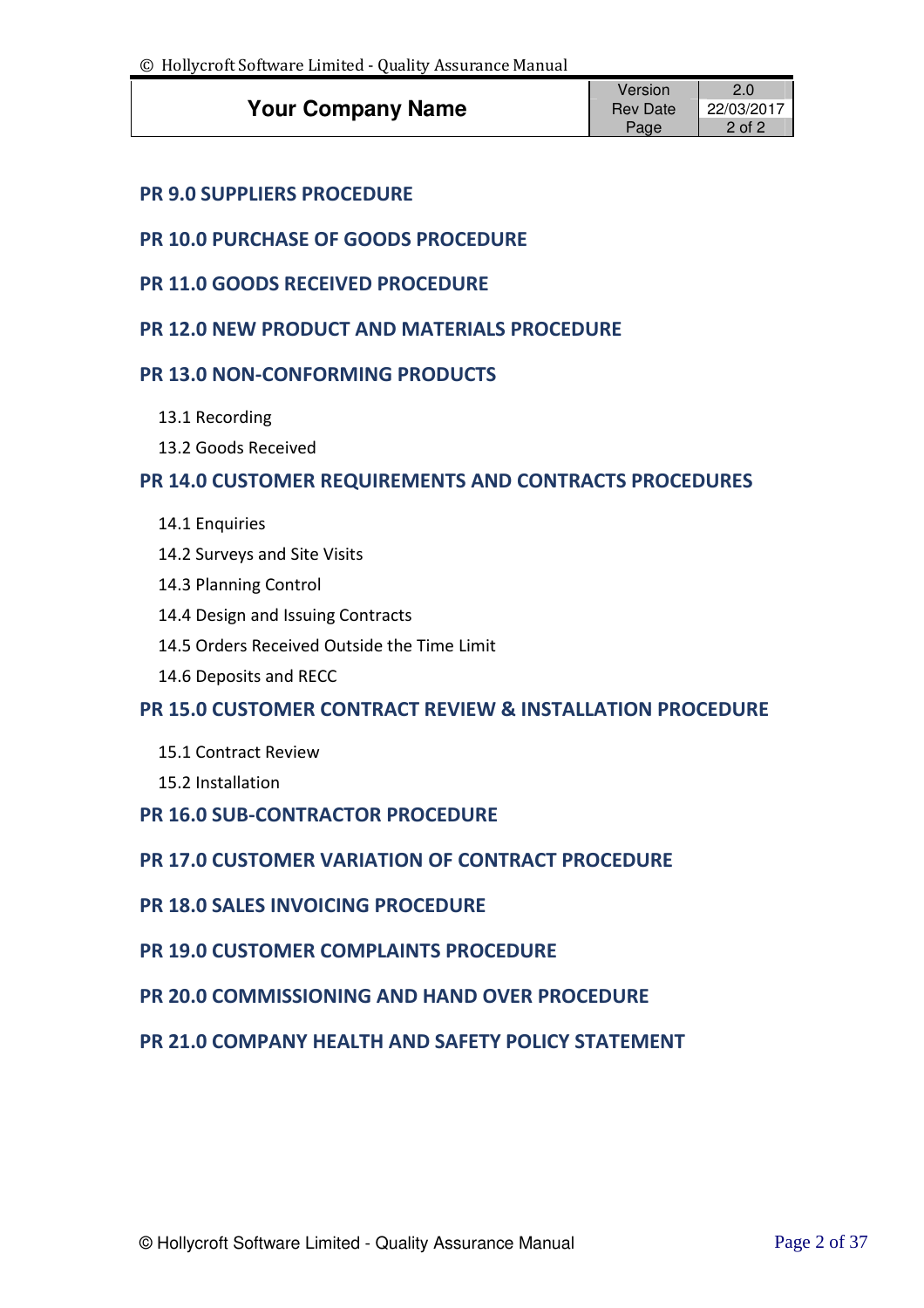## PR 9.0 SUPPLIERS PROCEDURE

## PR 10.0 PURCHASE OF GOODS PROCEDURE

## PR 11.0 GOODS RECEIVED PROCEDURE

## PR 12.0 NEW PRODUCT AND MATERIALS PROCEDURE

## PR 13.0 NON-CONFORMING PRODUCTS

- 13.1 Recording
- 13.2 Goods Received

## PR 14.0 CUSTOMER REQUIREMENTS AND CONTRACTS PROCEDURES

- 14.1 Enquiries
- 14.2 Surveys and Site Visits
- 14.3 Planning Control
- 14.4 Design and Issuing Contracts
- 14.5 Orders Received Outside the Time Limit
- 14.6 Deposits and RECC

## PR 15.0 CUSTOMER CONTRACT REVIEW & INSTALLATION PROCEDURE

- 15.1 Contract Review
- 15.2 Installation

## PR 16.0 SUB-CONTRACTOR PROCEDURE

## PR 17.0 CUSTOMER VARIATION OF CONTRACT PROCEDURE

## PR 18.0 SALES INVOICING PROCEDURE

## PR 19.0 CUSTOMER COMPLAINTS PROCEDURE

## PR 20.0 COMMISSIONING AND HAND OVER PROCEDURE

## PR 21.0 COMPANY HEALTH AND SAFETY POLICY STATEMENT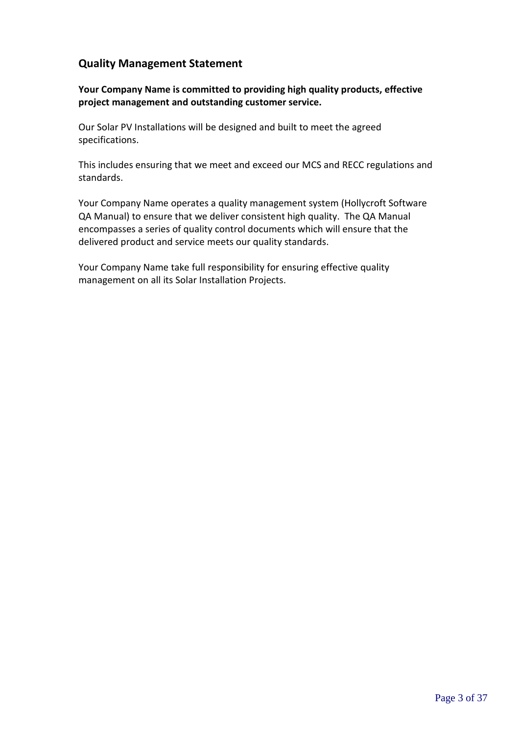## Quality Management Statement

**Your Company Name is committed to providing high quality products, effective project management and outstanding customer service.**

Our Solar PV Installations will be designed and built to meet the agreed specifications.

This includes ensuring that we meet and exceed our MCS and RECC regulations and standards.

Your Company Name operates a quality management system (Hollycroft Software QA Manual) to ensure that we deliver consistent high quality. The QA Manual encompasses a series of quality control documents which will ensure that the delivered product and service meets our quality standards.

Your Company Name take full responsibility for ensuring effective quality management on all its Solar Installation Projects.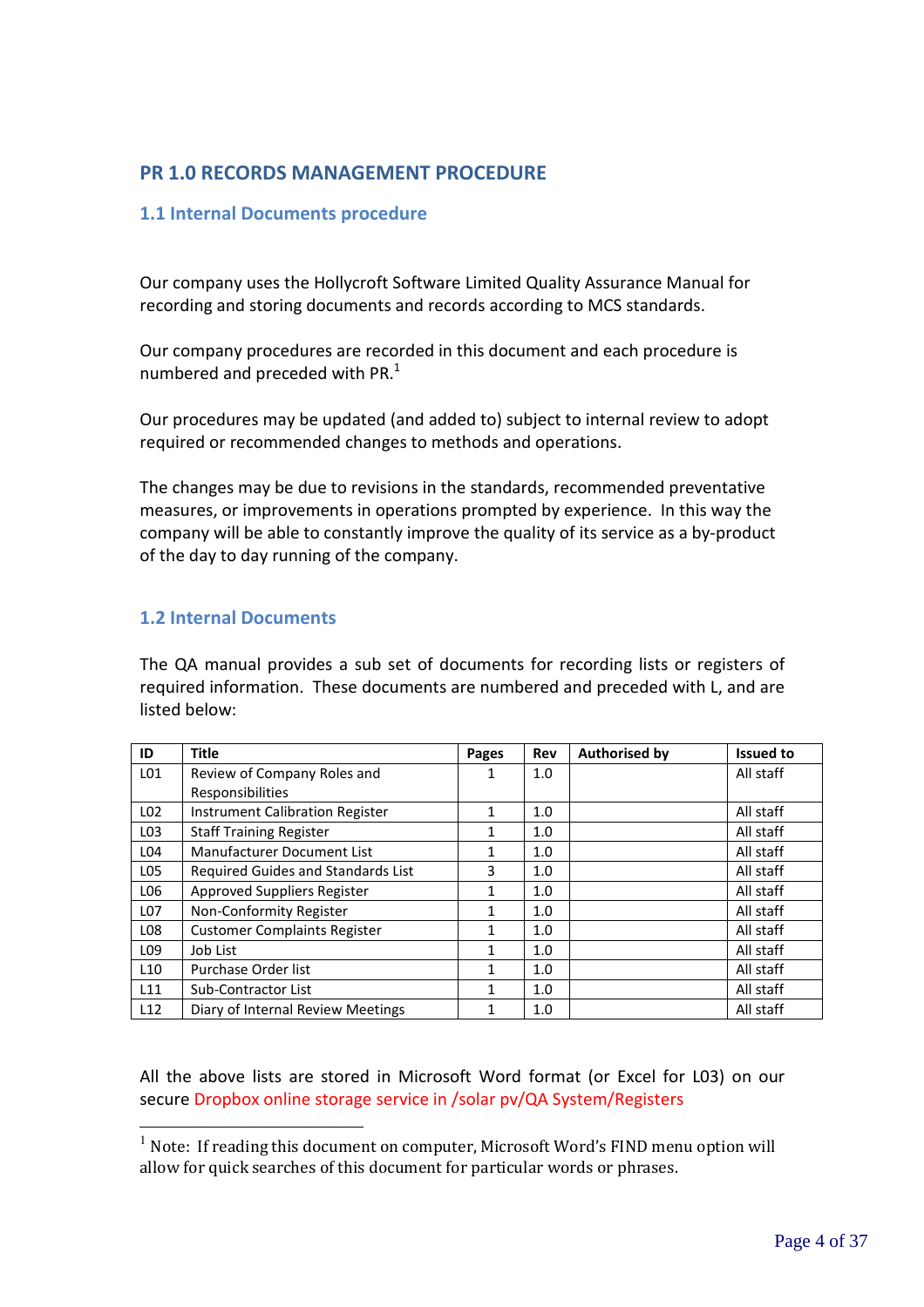# PR 1.0 RECORDS MANAGEMENT PROCEDURE

## 1.1 Internal Documents procedure

Our company uses the Hollycroft Software Limited Quality Assurance Manual for recording and storing documents and records according to MCS standards.

Our company procedures are recorded in this document and each procedure is numbered and preceded with PR.[1]

Our procedures may be updated (and added to) subject to internal review to adopt required or recommended changes to methods and operations.

The changes may be due to revisions in the standards, recommended preventative measures, or improvements in operations prompted by experience. In this way the company will be able to constantly improve the quality of its service as a by-product of the day to day running of the company.

## 1.2 Internal Documents

The QA manual provides a sub set of documents for recording lists or registers of required information. These documents are numbered and preceded with L, and are listed below:

| ID | Title | Pages | Rev | Authorised by | Issued to |
|---|---|---|---|---|---|
| L01 | Review of Company Roles and Responsibilities | 1 | 1.0 | | All staff |
| L02 | Instrument Calibration Register | 1 | 1.0 | | All staff |
| L03 | Staff Training Register | 1 | 1.0 | | All staff |
| L04 | Manufacturer Document List | 1 | 1.0 | | All staff |
| L05 | Required Guides and Standards List | 3 | 1.0 | | All staff |
| L06 | Approved Suppliers Register | 1 | 1.0 | | All staff |
| L07 | Non-Conformity Register | 1 | 1.0 | | All staff |
| L08 | Customer Complaints Register | 1 | 1.0 | | All staff |
| L09 | Job List | 1 | 1.0 | | All staff |
| L10 | Purchase Order list | 1 | 1.0 | | All staff |
| L11 | Sub-Contractor List | 1 | 1.0 | | All staff |
| L12 | Diary of Internal Review Meetings | 1 | 1.0 | | All staff |

All the above lists are stored in Microsoft Word format (or Excel for L03) on our secure Dropbox online storage service in /solar pv/QA System/Registers

[1] Note: If reading this document on computer, Microsoft Word's FIND menu option will allow for quick searches of this document for particular words or phrases.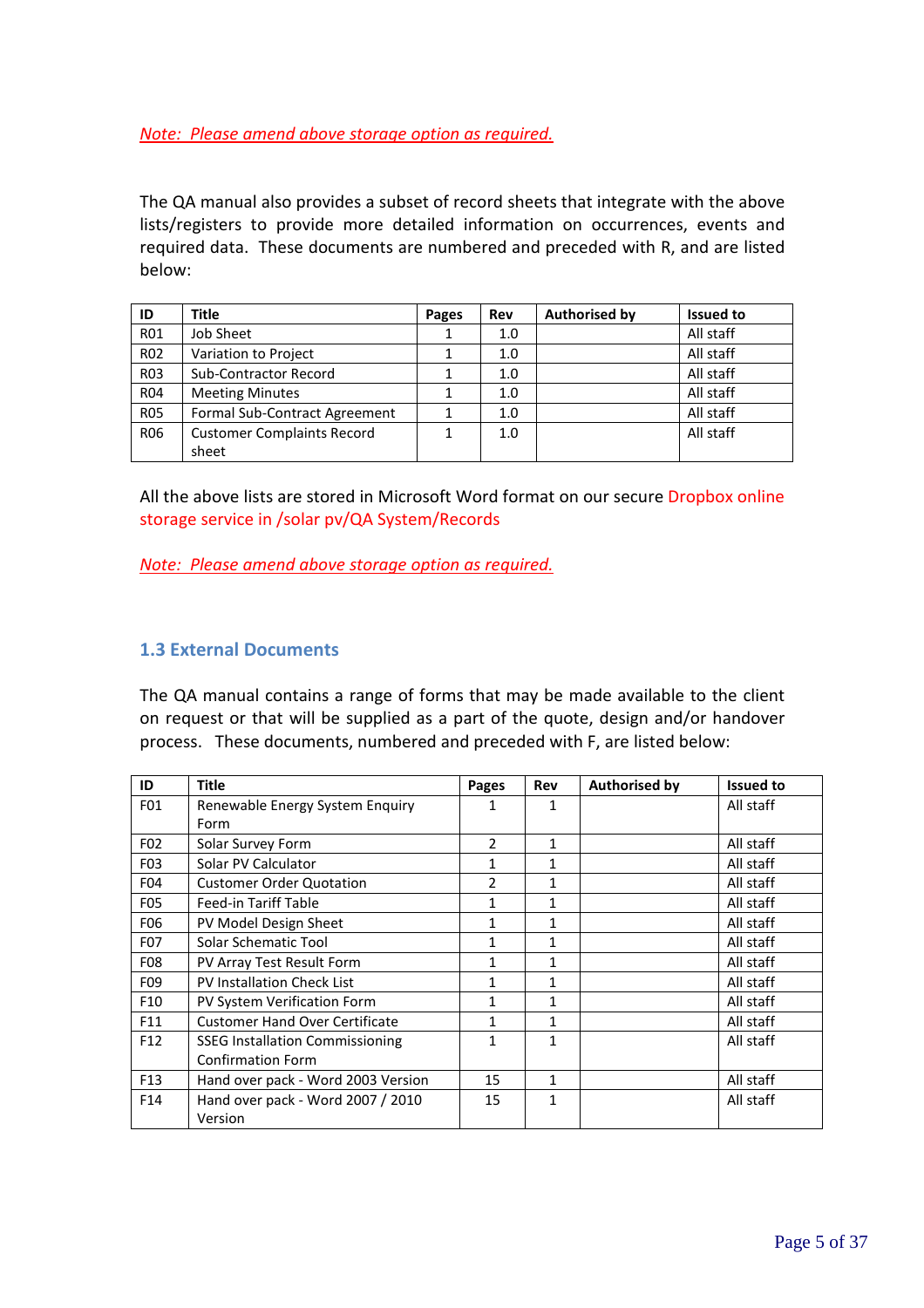*Note: Please amend above storage option as required.*

The QA manual also provides a subset of record sheets that integrate with the above lists/registers to provide more detailed information on occurrences, events and required data. These documents are numbered and preceded with R, and are listed below:

| ID | Title | Pages | Rev | Authorised by | Issued to |
|---|---|---|---|---|---|
| R01 | Job Sheet | 1 | 1.0 | | All staff |
| R02 | Variation to Project | 1 | 1.0 | | All staff |
| R03 | Sub-Contractor Record | 1 | 1.0 | | All staff |
| R04 | Meeting Minutes | 1 | 1.0 | | All staff |
| R05 | Formal Sub-Contract Agreement | 1 | 1.0 | | All staff |
| R06 | Customer Complaints Record sheet | 1 | 1.0 | | All staff |

All the above lists are stored in Microsoft Word format on our secure Dropbox online storage service in /solar pv/QA System/Records

*Note: Please amend above storage option as required.*

## 1.3 External Documents

The QA manual contains a range of forms that may be made available to the client on request or that will be supplied as a part of the quote, design and/or handover process. These documents, numbered and preceded with F, are listed below:

| ID | Title | Pages | Rev | Authorised by | Issued to |
|---|---|---|---|---|---|
| F01 | Renewable Energy System Enquiry Form | 1 | 1 | | All staff |
| F02 | Solar Survey Form | 2 | 1 | | All staff |
| F03 | Solar PV Calculator | 1 | 1 | | All staff |
| F04 | Customer Order Quotation | 2 | 1 | | All staff |
| F05 | Feed-in Tariff Table | 1 | 1 | | All staff |
| F06 | PV Model Design Sheet | 1 | 1 | | All staff |
| F07 | Solar Schematic Tool | 1 | 1 | | All staff |
| F08 | PV Array Test Result Form | 1 | 1 | | All staff |
| F09 | PV Installation Check List | 1 | 1 | | All staff |
| F10 | PV System Verification Form | 1 | 1 | | All staff |
| F11 | Customer Hand Over Certificate | 1 | 1 | | All staff |
| F12 | SSEG Installation Commissioning Confirmation Form | 1 | 1 | | All staff |
| F13 | Hand over pack - Word 2003 Version | 15 | 1 | | All staff |
| F14 | Hand over pack - Word 2007 / 2010 Version | 15 | 1 | | All staff |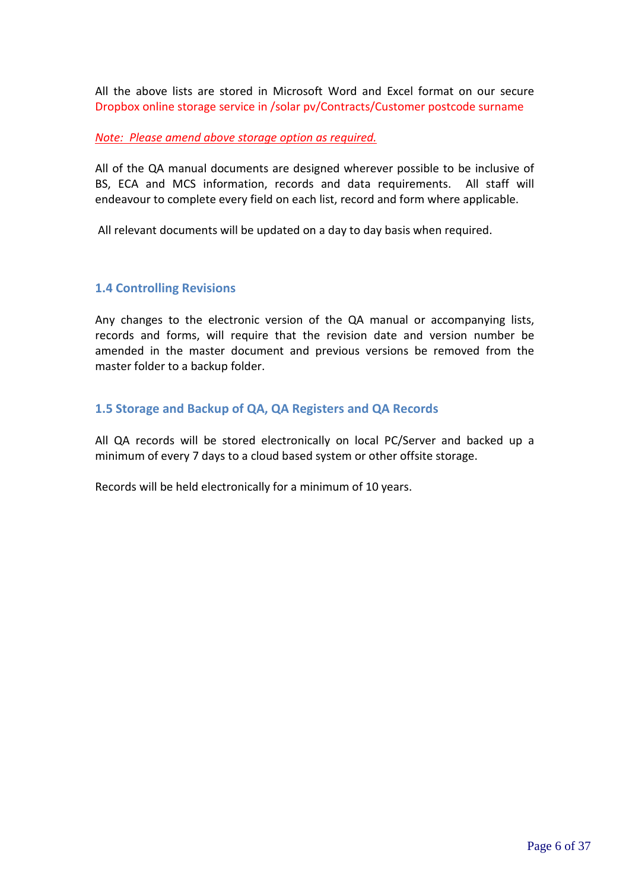All the above lists are stored in Microsoft Word and Excel format on our secure Dropbox online storage service in /solar pv/Contracts/Customer postcode surname

*Note: Please amend above storage option as required.*

All of the QA manual documents are designed wherever possible to be inclusive of BS, ECA and MCS information, records and data requirements. All staff will endeavour to complete every field on each list, record and form where applicable.

All relevant documents will be updated on a day to day basis when required.

### 1.4 Controlling Revisions

Any changes to the electronic version of the QA manual or accompanying lists, records and forms, will require that the revision date and version number be amended in the master document and previous versions be removed from the master folder to a backup folder.

### 1.5 Storage and Backup of QA, QA Registers and QA Records

All QA records will be stored electronically on local PC/Server and backed up a minimum of every 7 days to a cloud based system or other offsite storage.

Records will be held electronically for a minimum of 10 years.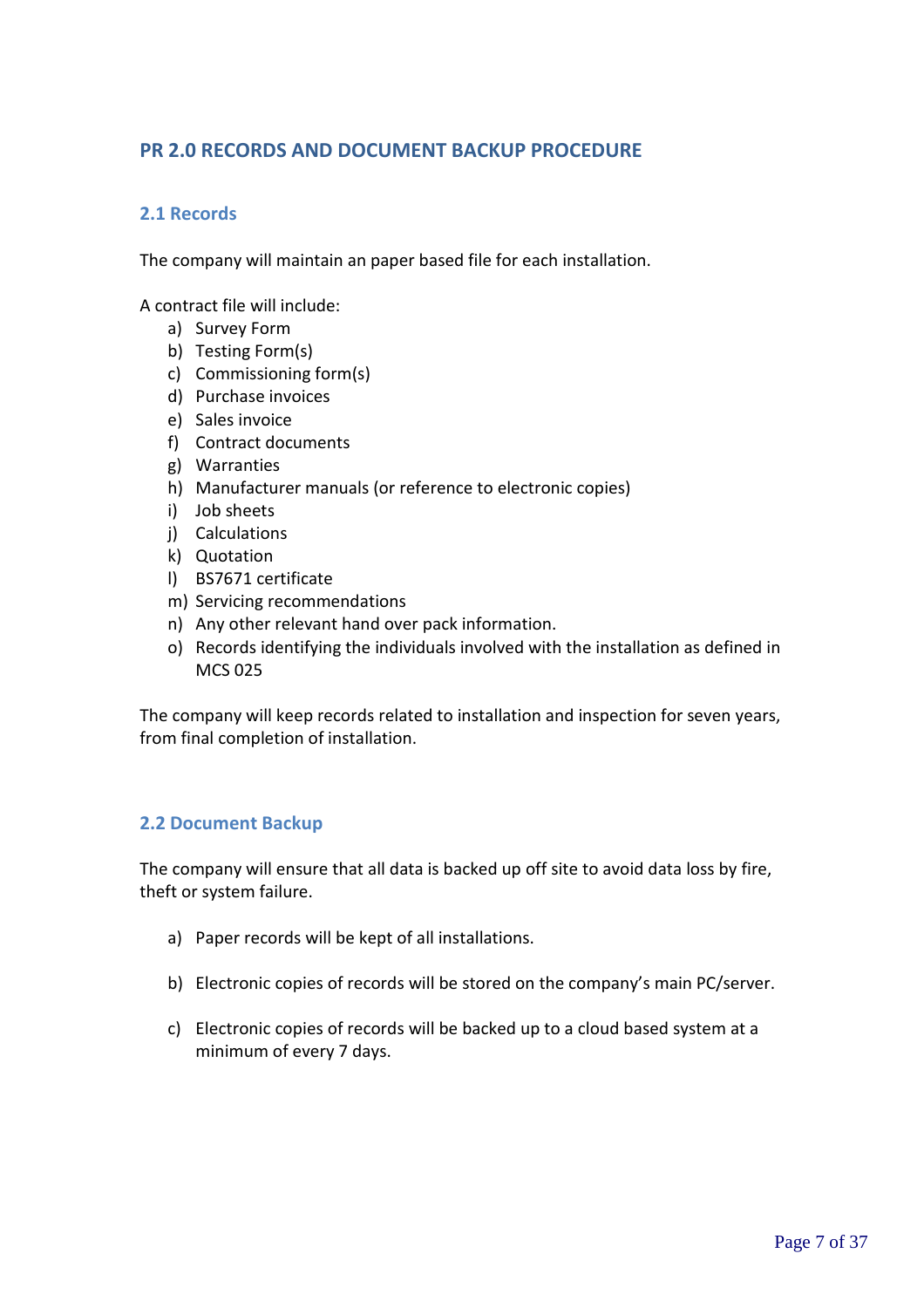## PR 2.0 RECORDS AND DOCUMENT BACKUP PROCEDURE

### 2.1 Records

The company will maintain an paper based file for each installation.

A contract file will include:

a) Survey Form
b) Testing Form(s)
c) Commissioning form(s)
d) Purchase invoices
e) Sales invoice
f) Contract documents
g) Warranties
h) Manufacturer manuals (or reference to electronic copies)
i) Job sheets
j) Calculations
k) Quotation
l) BS7671 certificate
m) Servicing recommendations
n) Any other relevant hand over pack information.
o) Records identifying the individuals involved with the installation as defined in MCS 025

The company will keep records related to installation and inspection for seven years, from final completion of installation.

### 2.2 Document Backup

The company will ensure that all data is backed up off site to avoid data loss by fire, theft or system failure.

a) Paper records will be kept of all installations.

b) Electronic copies of records will be stored on the company's main PC/server.

c) Electronic copies of records will be backed up to a cloud based system at a minimum of every 7 days.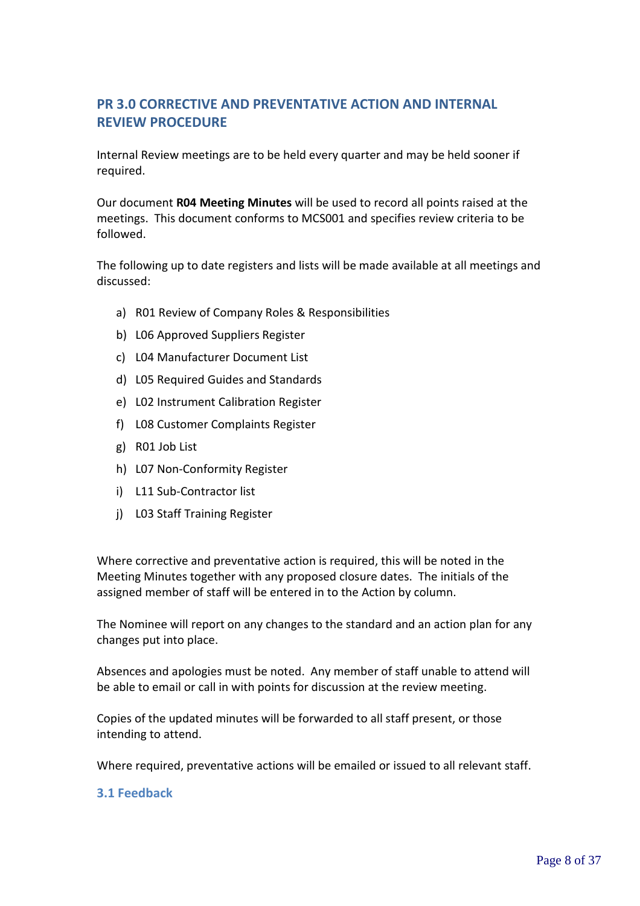## PR 3.0 CORRECTIVE AND PREVENTATIVE ACTION AND INTERNAL REVIEW PROCEDURE

Internal Review meetings are to be held every quarter and may be held sooner if required.

Our document **R04 Meeting Minutes** will be used to record all points raised at the meetings. This document conforms to MCS001 and specifies review criteria to be followed.

The following up to date registers and lists will be made available at all meetings and discussed:

a) R01 Review of Company Roles & Responsibilities
b) L06 Approved Suppliers Register
c) L04 Manufacturer Document List
d) L05 Required Guides and Standards
e) L02 Instrument Calibration Register
f) L08 Customer Complaints Register
g) R01 Job List
h) L07 Non-Conformity Register
i) L11 Sub-Contractor list
j) L03 Staff Training Register

Where corrective and preventative action is required, this will be noted in the Meeting Minutes together with any proposed closure dates. The initials of the assigned member of staff will be entered in to the Action by column.

The Nominee will report on any changes to the standard and an action plan for any changes put into place.

Absences and apologies must be noted. Any member of staff unable to attend will be able to email or call in with points for discussion at the review meeting.

Copies of the updated minutes will be forwarded to all staff present, or those intending to attend.

Where required, preventative actions will be emailed or issued to all relevant staff.

### 3.1 Feedback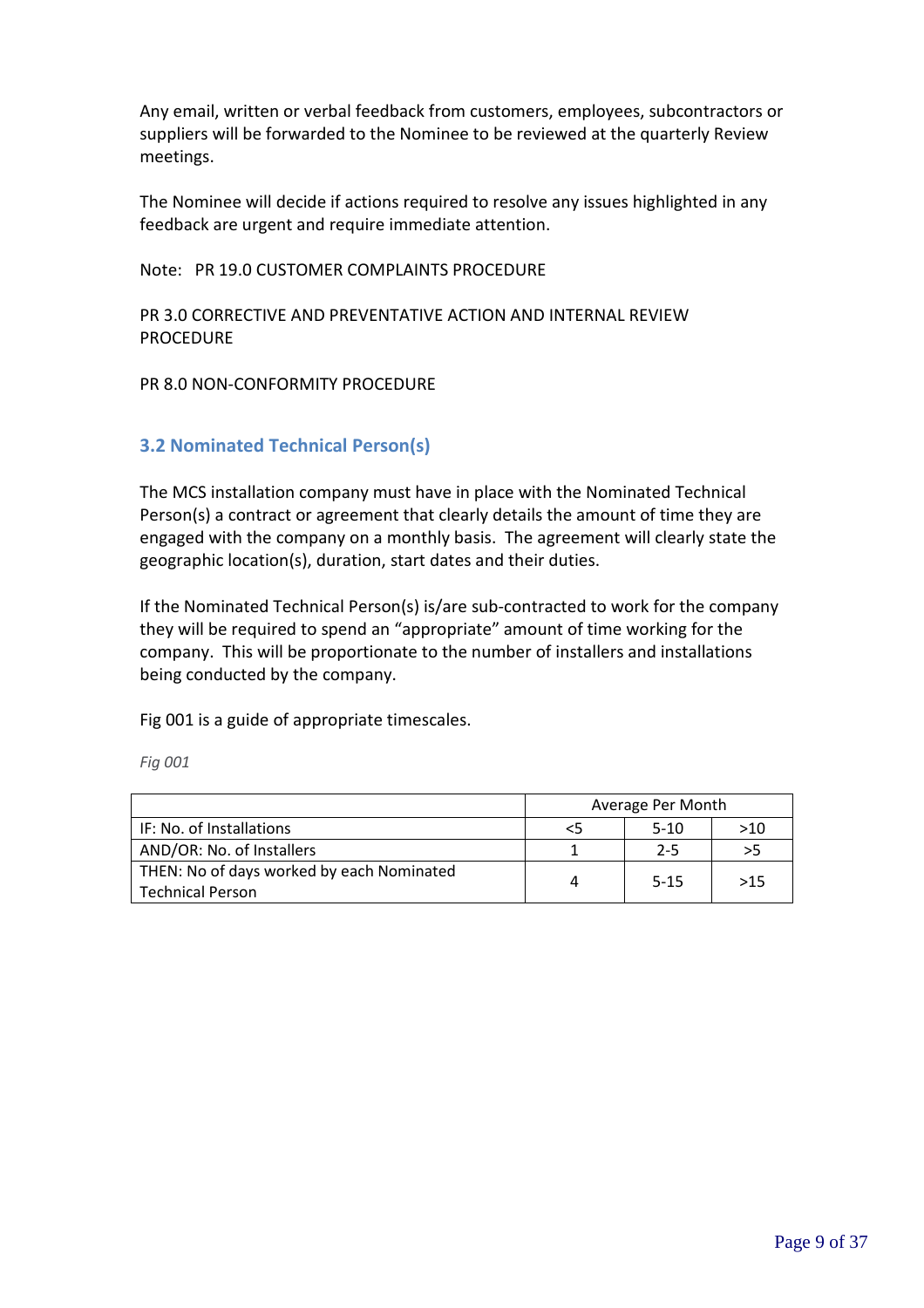Any email, written or verbal feedback from customers, employees, subcontractors or suppliers will be forwarded to the Nominee to be reviewed at the quarterly Review meetings.

The Nominee will decide if actions required to resolve any issues highlighted in any feedback are urgent and require immediate attention.

Note: PR 19.0 CUSTOMER COMPLAINTS PROCEDURE

PR 3.0 CORRECTIVE AND PREVENTATIVE ACTION AND INTERNAL REVIEW PROCEDURE

PR 8.0 NON-CONFORMITY PROCEDURE

### 3.2 Nominated Technical Person(s)

The MCS installation company must have in place with the Nominated Technical Person(s) a contract or agreement that clearly details the amount of time they are engaged with the company on a monthly basis. The agreement will clearly state the geographic location(s), duration, start dates and their duties.

If the Nominated Technical Person(s) is/are sub-contracted to work for the company they will be required to spend an "appropriate" amount of time working for the company. This will be proportionate to the number of installers and installations being conducted by the company.

Fig 001 is a guide of appropriate timescales.

*Fig 001*

| | Average Per Month | | |
|---|---|---|---|
| IF: No. of Installations | <5 | 5-10 | >10 |
| AND/OR: No. of Installers | 1 | 2-5 | >5 |
| THEN: No of days worked by each Nominated Technical Person | 4 | 5-15 | >15 |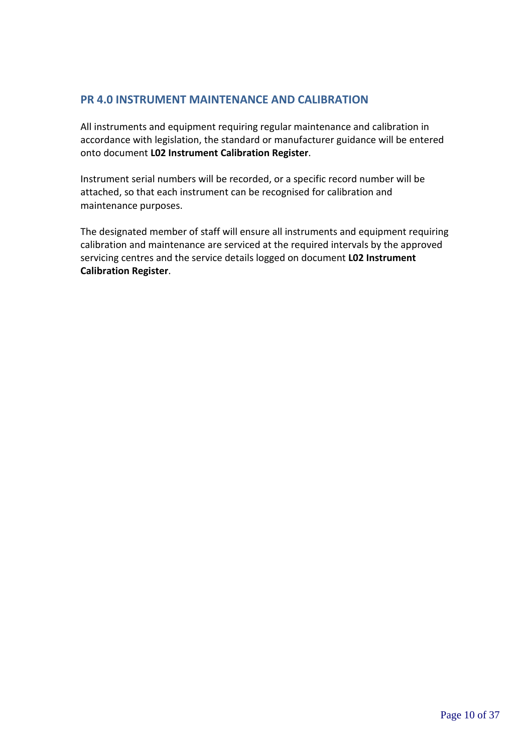## PR 4.0 INSTRUMENT MAINTENANCE AND CALIBRATION

All instruments and equipment requiring regular maintenance and calibration in accordance with legislation, the standard or manufacturer guidance will be entered onto document **L02 Instrument Calibration Register**.

Instrument serial numbers will be recorded, or a specific record number will be attached, so that each instrument can be recognised for calibration and maintenance purposes.

The designated member of staff will ensure all instruments and equipment requiring calibration and maintenance are serviced at the required intervals by the approved servicing centres and the service details logged on document **L02 Instrument Calibration Register**.